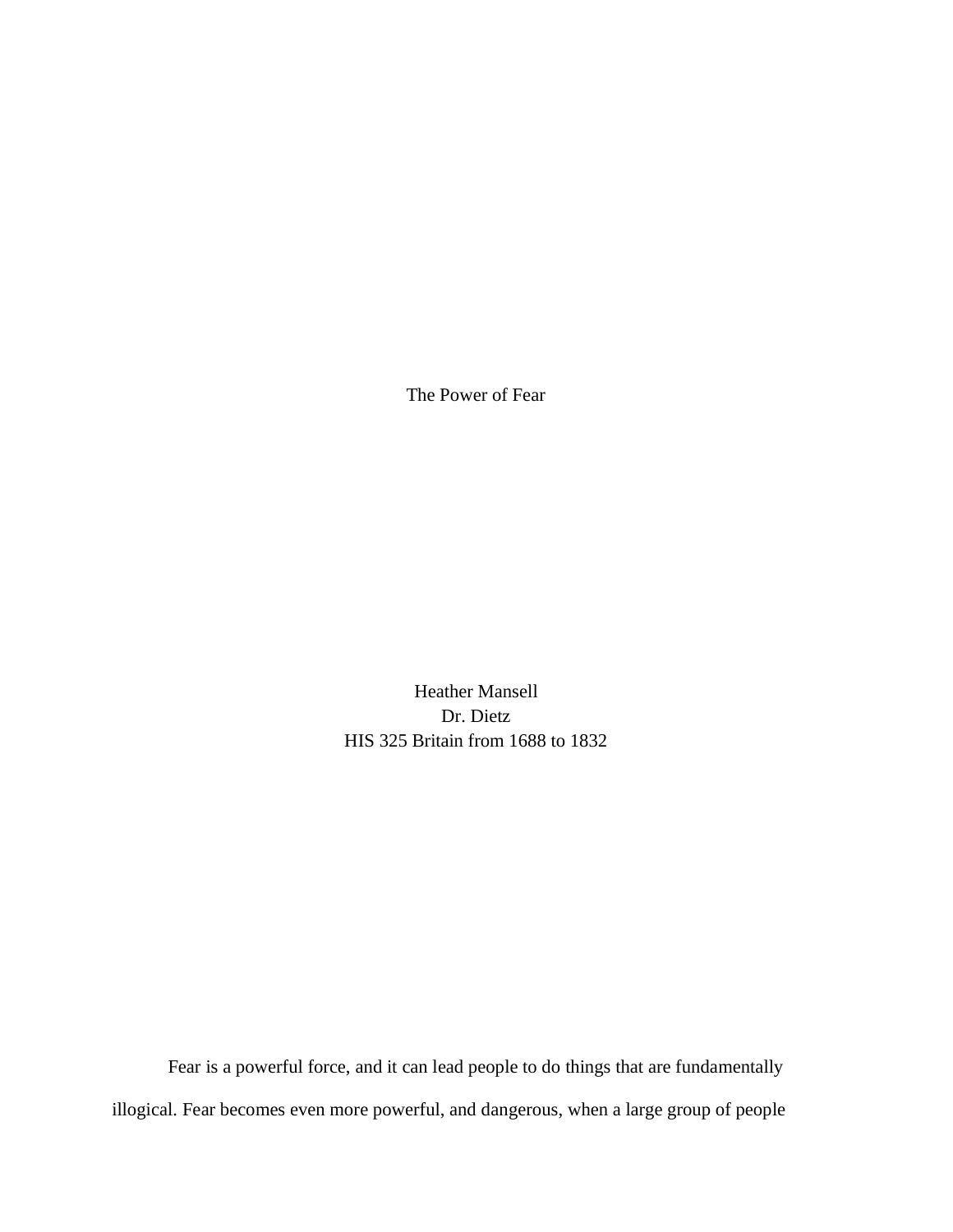# The Power of Fear

Heather Mansell
Dr. Dietz
HIS 325 Britain from 1688 to 1832

Fear is a powerful force, and it can lead people to do things that are fundamentally illogical. Fear becomes even more powerful, and dangerous, when a large group of people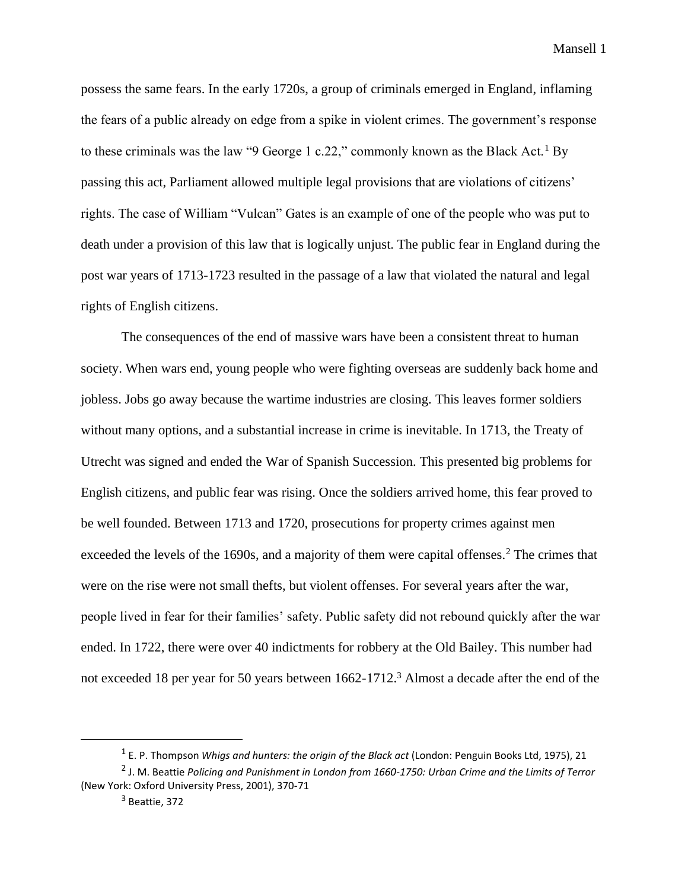possess the same fears. In the early 1720s, a group of criminals emerged in England, inflaming the fears of a public already on edge from a spike in violent crimes. The government's response to these criminals was the law "9 George 1 c.22," commonly known as the Black Act.[1] By passing this act, Parliament allowed multiple legal provisions that are violations of citizens' rights. The case of William "Vulcan" Gates is an example of one of the people who was put to death under a provision of this law that is logically unjust. The public fear in England during the post war years of 1713-1723 resulted in the passage of a law that violated the natural and legal rights of English citizens.

The consequences of the end of massive wars have been a consistent threat to human society. When wars end, young people who were fighting overseas are suddenly back home and jobless. Jobs go away because the wartime industries are closing. This leaves former soldiers without many options, and a substantial increase in crime is inevitable. In 1713, the Treaty of Utrecht was signed and ended the War of Spanish Succession. This presented big problems for English citizens, and public fear was rising. Once the soldiers arrived home, this fear proved to be well founded. Between 1713 and 1720, prosecutions for property crimes against men exceeded the levels of the 1690s, and a majority of them were capital offenses.[2] The crimes that were on the rise were not small thefts, but violent offenses. For several years after the war, people lived in fear for their families' safety. Public safety did not rebound quickly after the war ended. In 1722, there were over 40 indictments for robbery at the Old Bailey. This number had not exceeded 18 per year for 50 years between 1662-1712.[3] Almost a decade after the end of the

---

[1] E. P. Thompson *Whigs and hunters: the origin of the Black act* (London: Penguin Books Ltd, 1975), 21

[2] J. M. Beattie *Policing and Punishment in London from 1660-1750: Urban Crime and the Limits of Terror* (New York: Oxford University Press, 2001), 370-71

[3] Beattie, 372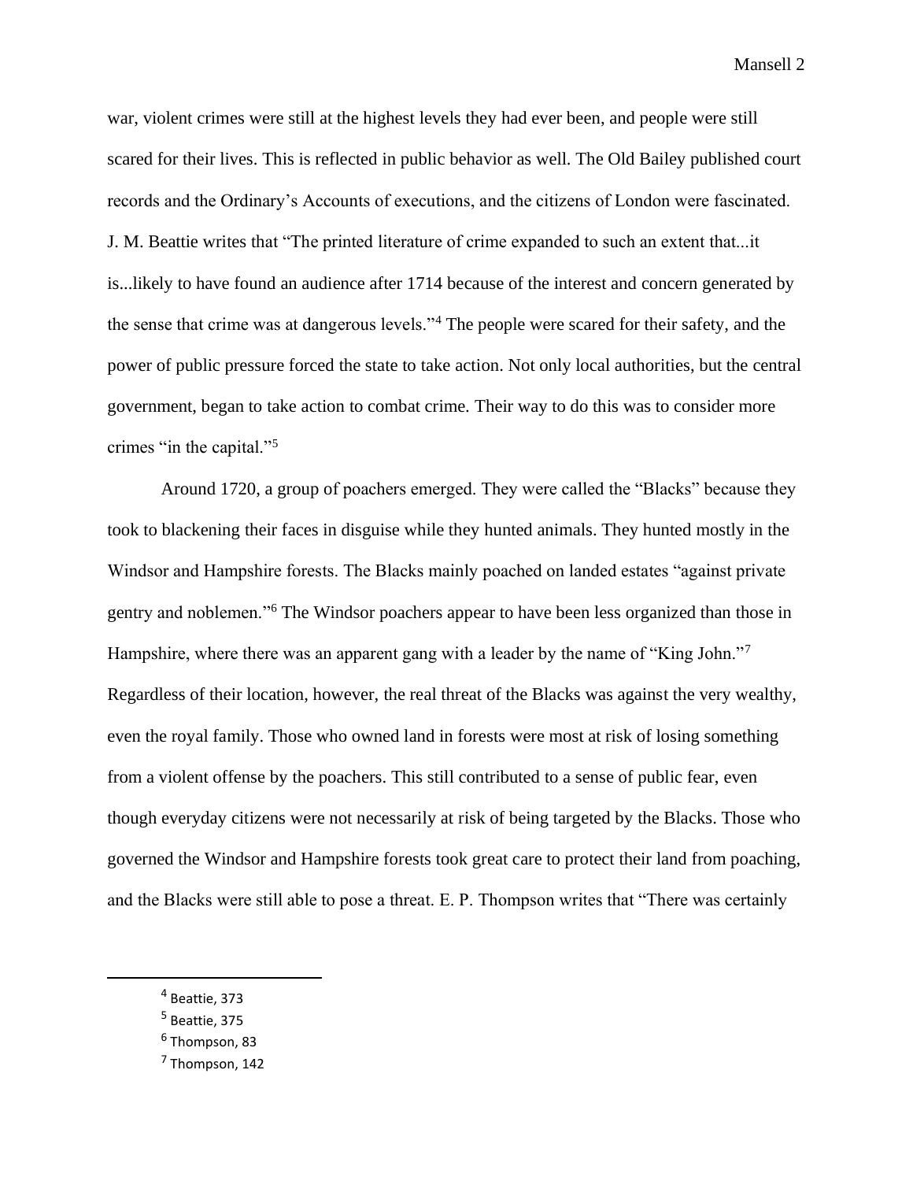war, violent crimes were still at the highest levels they had ever been, and people were still scared for their lives. This is reflected in public behavior as well. The Old Bailey published court records and the Ordinary's Accounts of executions, and the citizens of London were fascinated. J. M. Beattie writes that "The printed literature of crime expanded to such an extent that...it is...likely to have found an audience after 1714 because of the interest and concern generated by the sense that crime was at dangerous levels."[4] The people were scared for their safety, and the power of public pressure forced the state to take action. Not only local authorities, but the central government, began to take action to combat crime. Their way to do this was to consider more crimes "in the capital."[5]

Around 1720, a group of poachers emerged. They were called the "Blacks" because they took to blackening their faces in disguise while they hunted animals. They hunted mostly in the Windsor and Hampshire forests. The Blacks mainly poached on landed estates "against private gentry and noblemen."[6] The Windsor poachers appear to have been less organized than those in Hampshire, where there was an apparent gang with a leader by the name of "King John."[7] Regardless of their location, however, the real threat of the Blacks was against the very wealthy, even the royal family. Those who owned land in forests were most at risk of losing something from a violent offense by the poachers. This still contributed to a sense of public fear, even though everyday citizens were not necessarily at risk of being targeted by the Blacks. Those who governed the Windsor and Hampshire forests took great care to protect their land from poaching, and the Blacks were still able to pose a threat. E. P. Thompson writes that "There was certainly

---

[4] Beattie, 373

[5] Beattie, 375

[6] Thompson, 83

[7] Thompson, 142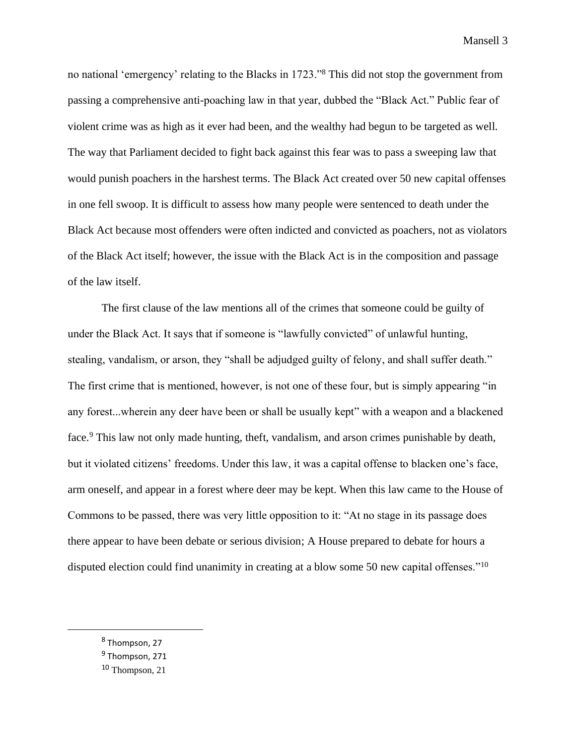no national 'emergency' relating to the Blacks in 1723."[8] This did not stop the government from passing a comprehensive anti-poaching law in that year, dubbed the "Black Act." Public fear of violent crime was as high as it ever had been, and the wealthy had begun to be targeted as well. The way that Parliament decided to fight back against this fear was to pass a sweeping law that would punish poachers in the harshest terms. The Black Act created over 50 new capital offenses in one fell swoop. It is difficult to assess how many people were sentenced to death under the Black Act because most offenders were often indicted and convicted as poachers, not as violators of the Black Act itself; however, the issue with the Black Act is in the composition and passage of the law itself.

The first clause of the law mentions all of the crimes that someone could be guilty of under the Black Act. It says that if someone is "lawfully convicted" of unlawful hunting, stealing, vandalism, or arson, they "shall be adjudged guilty of felony, and shall suffer death." The first crime that is mentioned, however, is not one of these four, but is simply appearing "in any forest...wherein any deer have been or shall be usually kept" with a weapon and a blackened face.[9] This law not only made hunting, theft, vandalism, and arson crimes punishable by death, but it violated citizens' freedoms. Under this law, it was a capital offense to blacken one's face, arm oneself, and appear in a forest where deer may be kept. When this law came to the House of Commons to be passed, there was very little opposition to it: "At no stage in its passage does there appear to have been debate or serious division; A House prepared to debate for hours a disputed election could find unanimity in creating at a blow some 50 new capital offenses."[10]

---

[8] Thompson, 27

[9] Thompson, 271

[10] Thompson, 21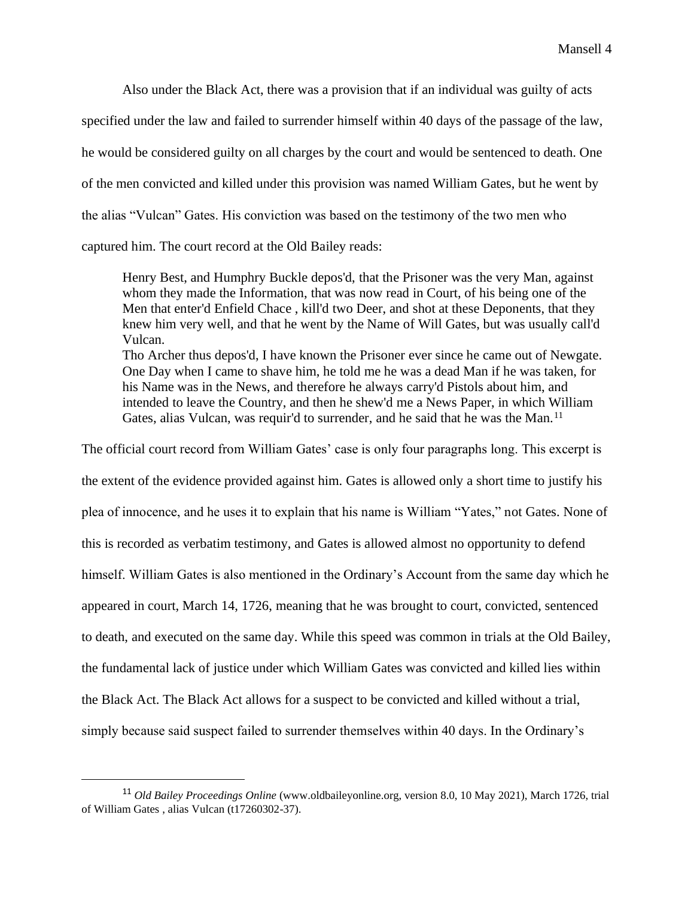Also under the Black Act, there was a provision that if an individual was guilty of acts specified under the law and failed to surrender himself within 40 days of the passage of the law, he would be considered guilty on all charges by the court and would be sentenced to death. One of the men convicted and killed under this provision was named William Gates, but he went by the alias "Vulcan" Gates. His conviction was based on the testimony of the two men who captured him. The court record at the Old Bailey reads:

> Henry Best, and Humphry Buckle depos'd, that the Prisoner was the very Man, against whom they made the Information, that was now read in Court, of his being one of the Men that enter'd Enfield Chace , kill'd two Deer, and shot at these Deponents, that they knew him very well, and that he went by the Name of Will Gates, but was usually call'd Vulcan.
> Tho Archer thus depos'd, I have known the Prisoner ever since he came out of Newgate. One Day when I came to shave him, he told me he was a dead Man if he was taken, for his Name was in the News, and therefore he always carry'd Pistols about him, and intended to leave the Country, and then he shew'd me a News Paper, in which William Gates, alias Vulcan, was requir'd to surrender, and he said that he was the Man.[11]

The official court record from William Gates' case is only four paragraphs long. This excerpt is the extent of the evidence provided against him. Gates is allowed only a short time to justify his plea of innocence, and he uses it to explain that his name is William "Yates," not Gates. None of this is recorded as verbatim testimony, and Gates is allowed almost no opportunity to defend himself. William Gates is also mentioned in the Ordinary's Account from the same day which he appeared in court, March 14, 1726, meaning that he was brought to court, convicted, sentenced to death, and executed on the same day. While this speed was common in trials at the Old Bailey, the fundamental lack of justice under which William Gates was convicted and killed lies within the Black Act. The Black Act allows for a suspect to be convicted and killed without a trial, simply because said suspect failed to surrender themselves within 40 days. In the Ordinary's

---

[11] *Old Bailey Proceedings Online* (www.oldbaileyonline.org, version 8.0, 10 May 2021), March 1726, trial of William Gates , alias Vulcan (t17260302-37).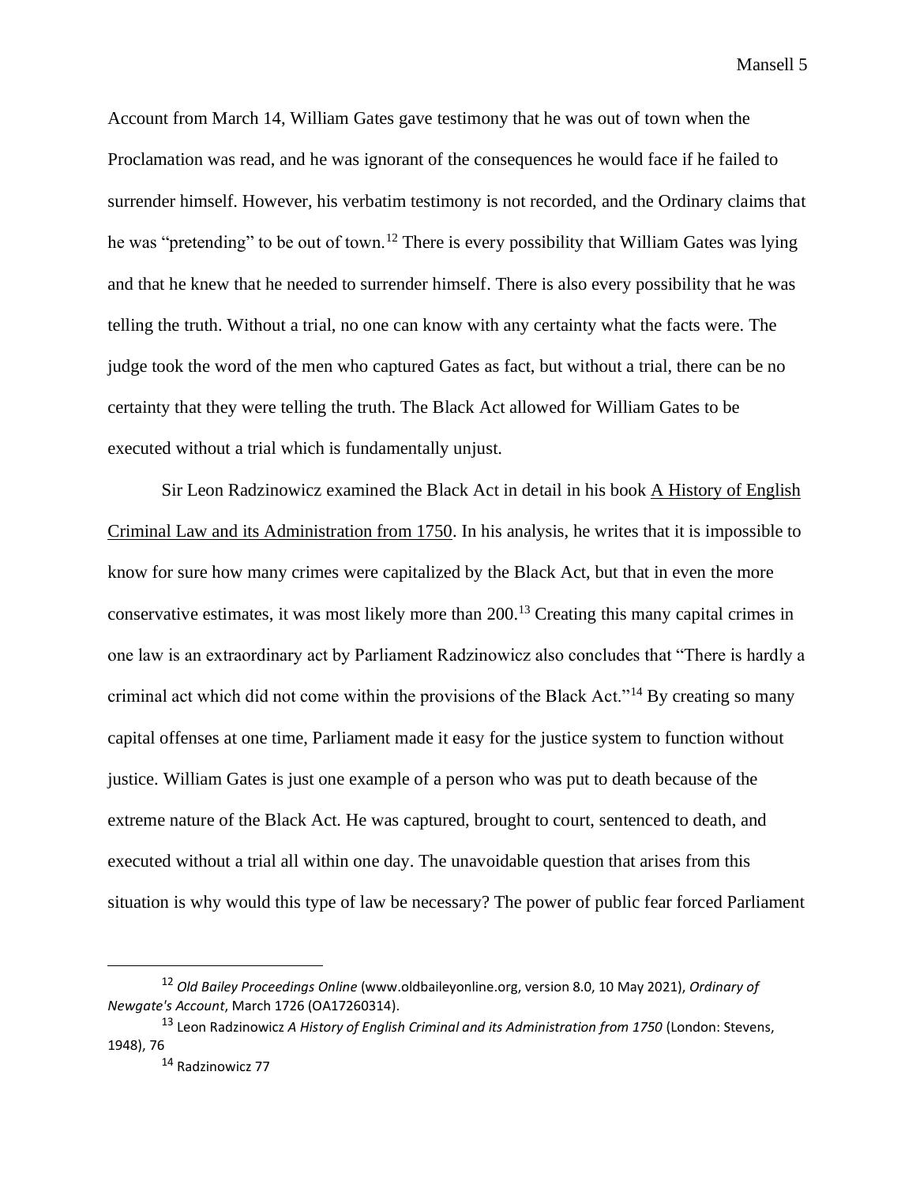Account from March 14, William Gates gave testimony that he was out of town when the Proclamation was read, and he was ignorant of the consequences he would face if he failed to surrender himself. However, his verbatim testimony is not recorded, and the Ordinary claims that he was "pretending" to be out of town.[12] There is every possibility that William Gates was lying and that he knew that he needed to surrender himself. There is also every possibility that he was telling the truth. Without a trial, no one can know with any certainty what the facts were. The judge took the word of the men who captured Gates as fact, but without a trial, there can be no certainty that they were telling the truth. The Black Act allowed for William Gates to be executed without a trial which is fundamentally unjust.

Sir Leon Radzinowicz examined the Black Act in detail in his book A History of English Criminal Law and its Administration from 1750. In his analysis, he writes that it is impossible to know for sure how many crimes were capitalized by the Black Act, but that in even the more conservative estimates, it was most likely more than 200.[13] Creating this many capital crimes in one law is an extraordinary act by Parliament Radzinowicz also concludes that "There is hardly a criminal act which did not come within the provisions of the Black Act."[14] By creating so many capital offenses at one time, Parliament made it easy for the justice system to function without justice. William Gates is just one example of a person who was put to death because of the extreme nature of the Black Act. He was captured, brought to court, sentenced to death, and executed without a trial all within one day. The unavoidable question that arises from this situation is why would this type of law be necessary? The power of public fear forced Parliament

---

[12] *Old Bailey Proceedings Online* (www.oldbaileyonline.org, version 8.0, 10 May 2021), *Ordinary of Newgate's Account*, March 1726 (OA17260314).

[13] Leon Radzinowicz *A History of English Criminal and its Administration from 1750* (London: Stevens, 1948), 76

[14] Radzinowicz 77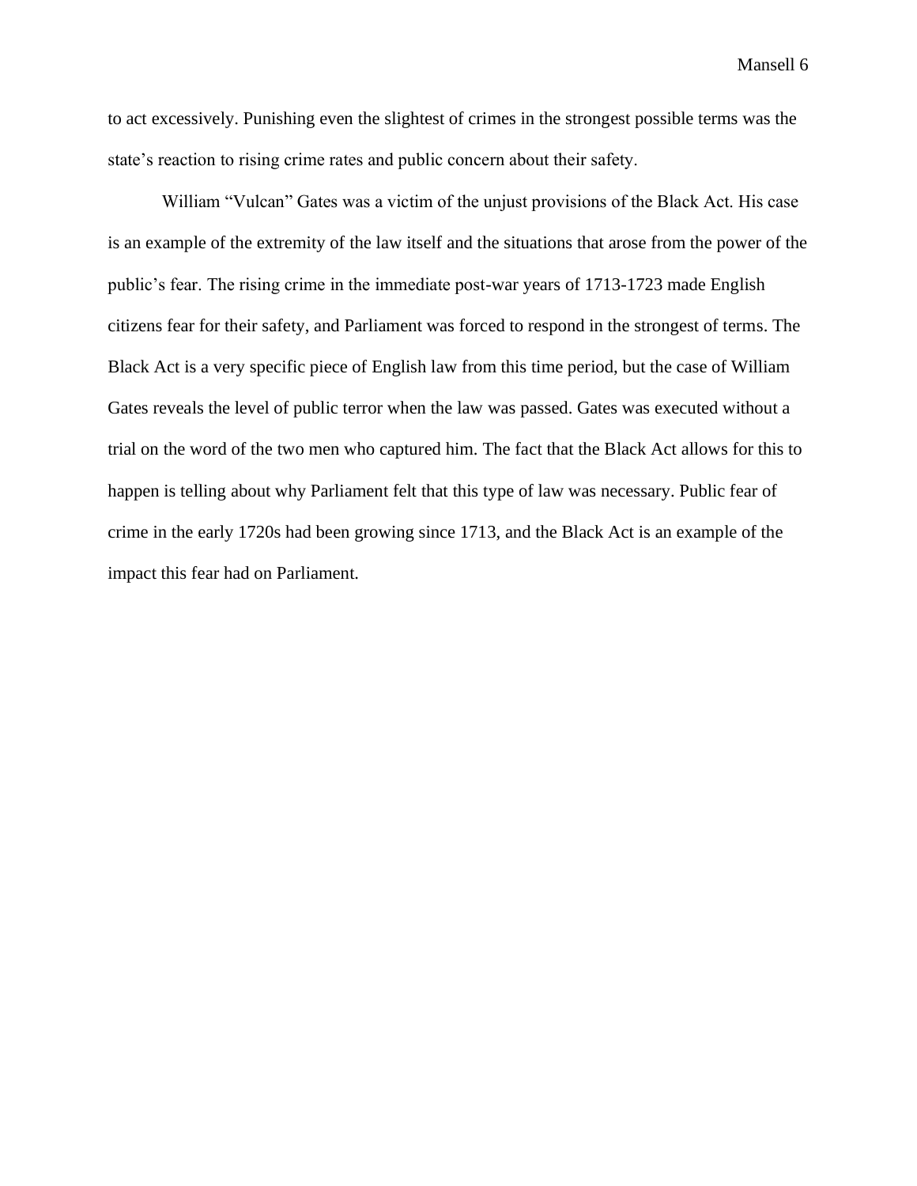to act excessively. Punishing even the slightest of crimes in the strongest possible terms was the state's reaction to rising crime rates and public concern about their safety.

William "Vulcan" Gates was a victim of the unjust provisions of the Black Act. His case is an example of the extremity of the law itself and the situations that arose from the power of the public's fear. The rising crime in the immediate post-war years of 1713-1723 made English citizens fear for their safety, and Parliament was forced to respond in the strongest of terms. The Black Act is a very specific piece of English law from this time period, but the case of William Gates reveals the level of public terror when the law was passed. Gates was executed without a trial on the word of the two men who captured him. The fact that the Black Act allows for this to happen is telling about why Parliament felt that this type of law was necessary. Public fear of crime in the early 1720s had been growing since 1713, and the Black Act is an example of the impact this fear had on Parliament.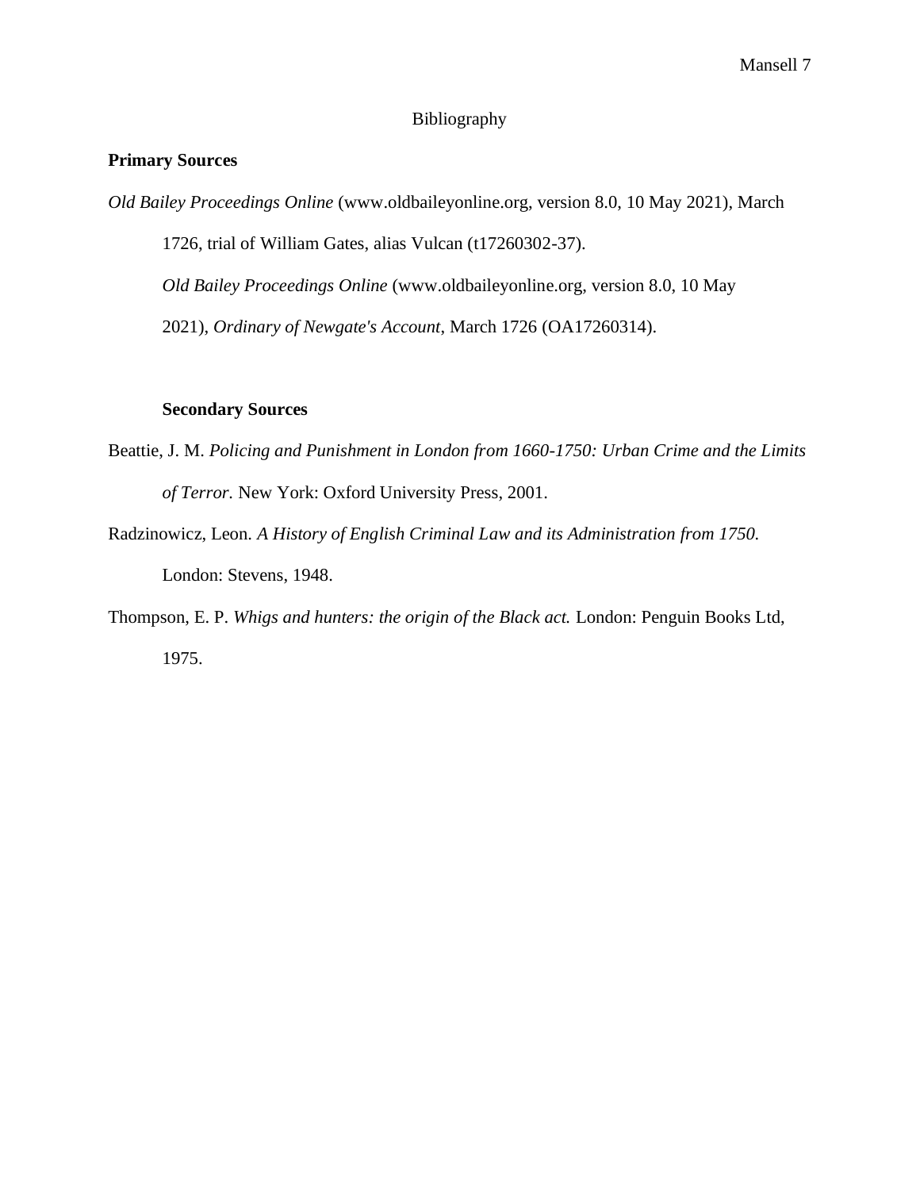# Bibliography

**Primary Sources**

*Old Bailey Proceedings Online* (www.oldbaileyonline.org, version 8.0, 10 May 2021), March 1726, trial of William Gates, alias Vulcan (t17260302-37).

*Old Bailey Proceedings Online* (www.oldbaileyonline.org, version 8.0, 10 May 2021), *Ordinary of Newgate's Account*, March 1726 (OA17260314).

**Secondary Sources**

Beattie, J. M. *Policing and Punishment in London from 1660-1750: Urban Crime and the Limits of Terror.* New York: Oxford University Press, 2001.

Radzinowicz, Leon. *A History of English Criminal Law and its Administration from 1750.* London: Stevens, 1948.

Thompson, E. P. *Whigs and hunters: the origin of the Black act.* London: Penguin Books Ltd, 1975.